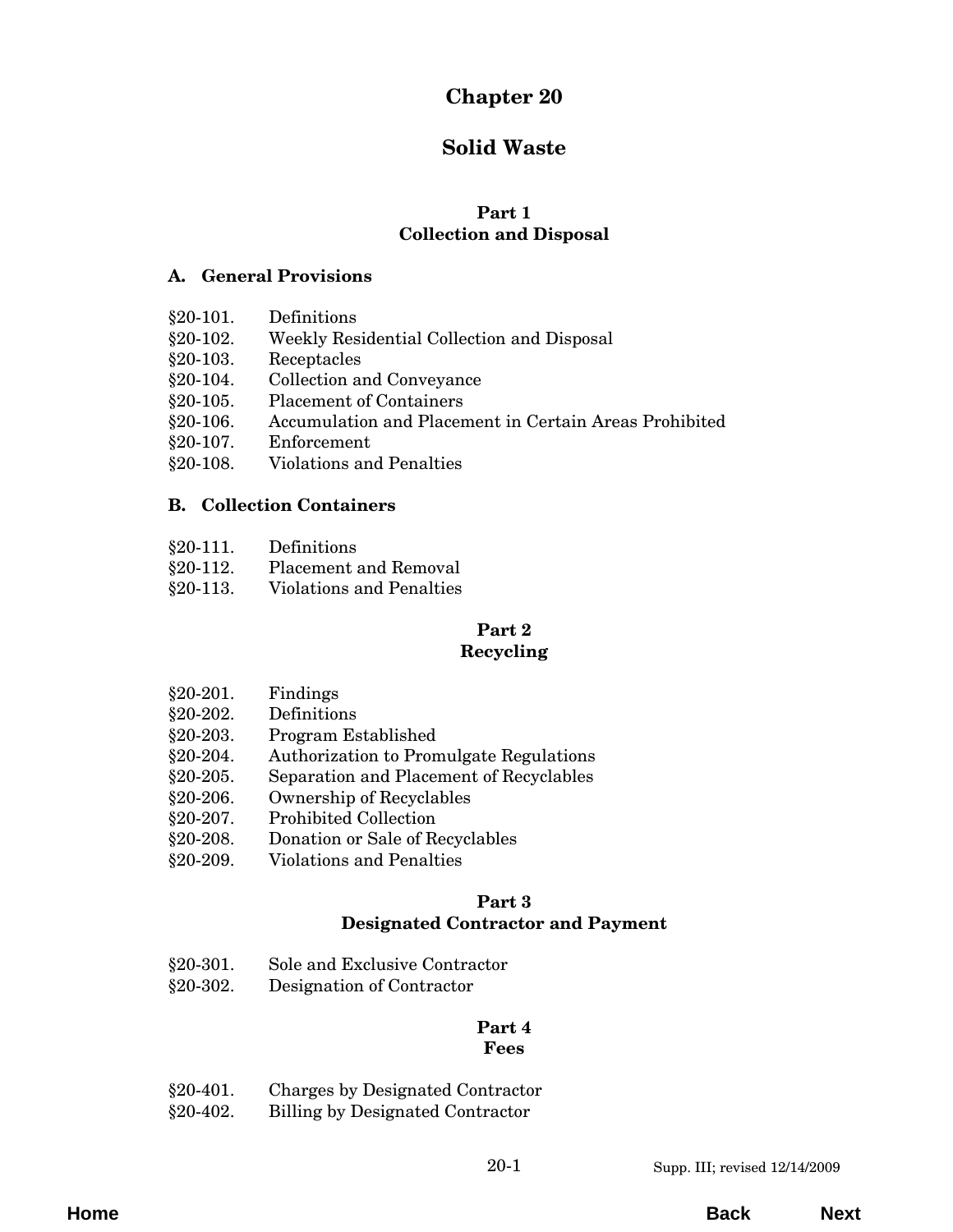# Chapter 20

# Solid Waste

## Part 1
## Collection and Disposal

### A. General Provisions

§20-101. Definitions
§20-102. Weekly Residential Collection and Disposal
§20-103. Receptacles
§20-104. Collection and Conveyance
§20-105. Placement of Containers
§20-106. Accumulation and Placement in Certain Areas Prohibited
§20-107. Enforcement
§20-108. Violations and Penalties

### B. Collection Containers

§20-111. Definitions
§20-112. Placement and Removal
§20-113. Violations and Penalties

## Part 2
## Recycling

§20-201. Findings
§20-202. Definitions
§20-203. Program Established
§20-204. Authorization to Promulgate Regulations
§20-205. Separation and Placement of Recyclables
§20-206. Ownership of Recyclables
§20-207. Prohibited Collection
§20-208. Donation or Sale of Recyclables
§20-209. Violations and Penalties

## Part 3
## Designated Contractor and Payment

§20-301. Sole and Exclusive Contractor
§20-302. Designation of Contractor

## Part 4
## Fees

§20-401. Charges by Designated Contractor
§20-402. Billing by Designated Contractor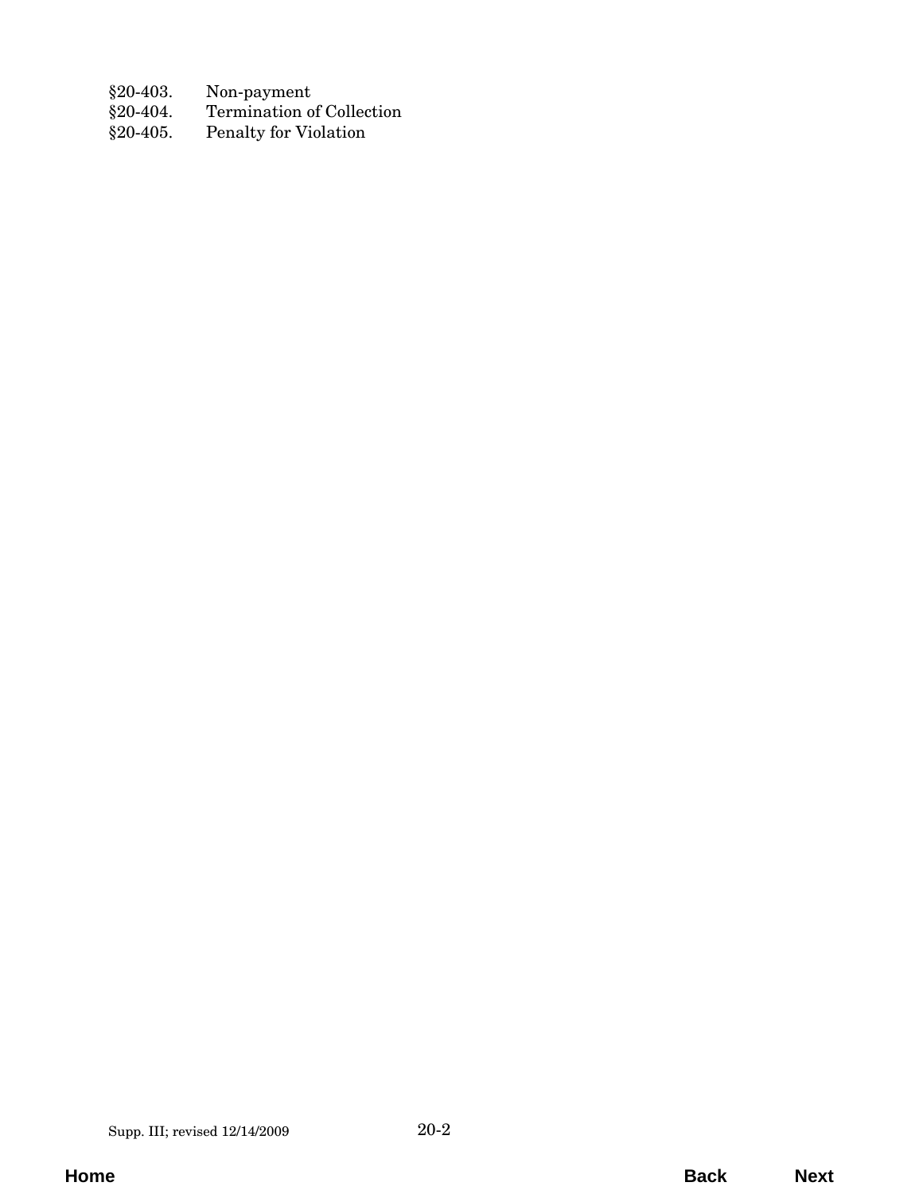§20-403. Non-payment
§20-404. Termination of Collection
§20-405. Penalty for Violation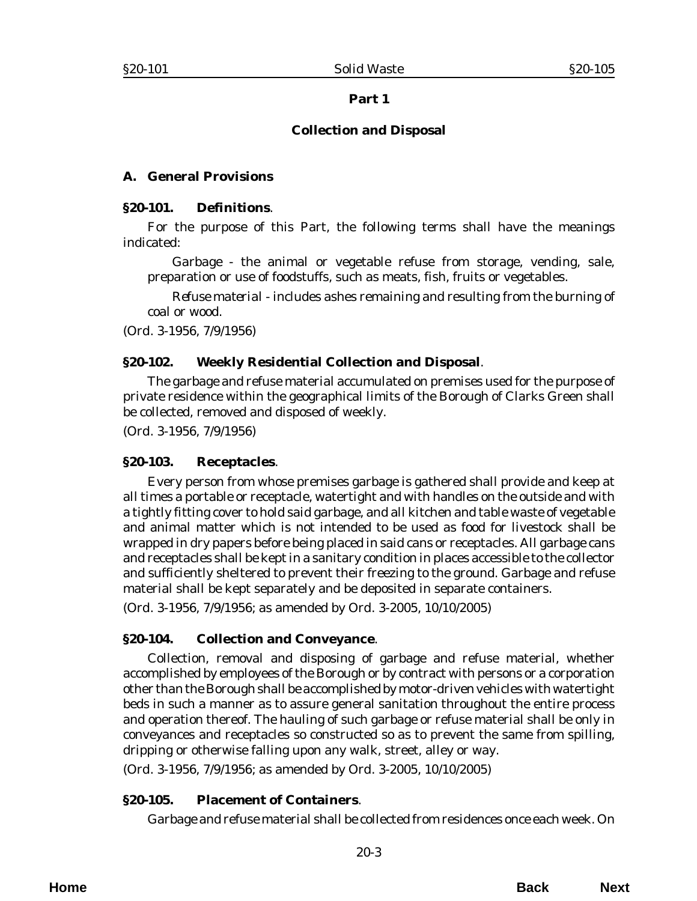## Part 1

## Collection and Disposal

### A. General Provisions

**§20-101. Definitions**.

For the purpose of this Part, the following terms shall have the meanings indicated:

*Garbage* - the animal or vegetable refuse from storage, vending, sale, preparation or use of foodstuffs, such as meats, fish, fruits or vegetables.

*Refuse material* - includes ashes remaining and resulting from the burning of coal or wood.

(*Ord. 3-1956*, 7/9/1956)

**§20-102. Weekly Residential Collection and Disposal**.

The garbage and refuse material accumulated on premises used for the purpose of private residence within the geographical limits of the Borough of Clarks Green shall be collected, removed and disposed of weekly.

(*Ord. 3-1956*, 7/9/1956)

**§20-103. Receptacles**.

Every person from whose premises garbage is gathered shall provide and keep at all times a portable or receptacle, watertight and with handles on the outside and with a tightly fitting cover to hold said garbage, and all kitchen and table waste of vegetable and animal matter which is not intended to be used as food for livestock shall be wrapped in dry papers before being placed in said cans or receptacles. All garbage cans and receptacles shall be kept in a sanitary condition in places accessible to the collector and sufficiently sheltered to prevent their freezing to the ground. Garbage and refuse material shall be kept separately and be deposited in separate containers.

(*Ord. 3-1956*, 7/9/1956; as amended by *Ord. 3-2005*, 10/10/2005)

**§20-104. Collection and Conveyance**.

Collection, removal and disposing of garbage and refuse material, whether accomplished by employees of the Borough or by contract with persons or a corporation other than the Borough shall be accomplished by motor-driven vehicles with watertight beds in such a manner as to assure general sanitation throughout the entire process and operation thereof. The hauling of such garbage or refuse material shall be only in conveyances and receptacles so constructed so as to prevent the same from spilling, dripping or otherwise falling upon any walk, street, alley or way.

(*Ord. 3-1956*, 7/9/1956; as amended by *Ord. 3-2005*, 10/10/2005)

**§20-105. Placement of Containers**.

Garbage and refuse material shall be collected from residences once each week. On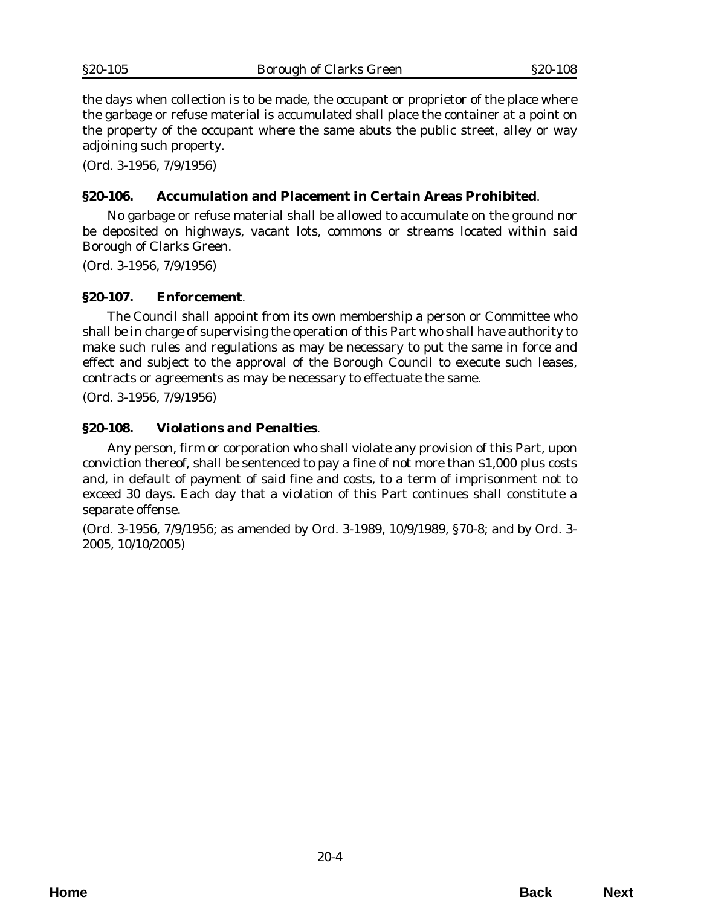the days when collection is to be made, the occupant or proprietor of the place where the garbage or refuse material is accumulated shall place the container at a point on the property of the occupant where the same abuts the public street, alley or way adjoining such property.

(Ord. 3-1956, 7/9/1956)

### §20-106. Accumulation and Placement in Certain Areas Prohibited.

No garbage or refuse material shall be allowed to accumulate on the ground nor be deposited on highways, vacant lots, commons or streams located within said Borough of Clarks Green.

(Ord. 3-1956, 7/9/1956)

### §20-107. Enforcement.

The Council shall appoint from its own membership a person or Committee who shall be in charge of supervising the operation of this Part who shall have authority to make such rules and regulations as may be necessary to put the same in force and effect and subject to the approval of the Borough Council to execute such leases, contracts or agreements as may be necessary to effectuate the same.

(Ord. 3-1956, 7/9/1956)

### §20-108. Violations and Penalties.

Any person, firm or corporation who shall violate any provision of this Part, upon conviction thereof, shall be sentenced to pay a fine of not more than $1,000 plus costs and, in default of payment of said fine and costs, to a term of imprisonment not to exceed 30 days. Each day that a violation of this Part continues shall constitute a separate offense.

(Ord. 3-1956, 7/9/1956; as amended by Ord. 3-1989, 10/9/1989, §70-8; and by Ord. 3-2005, 10/10/2005)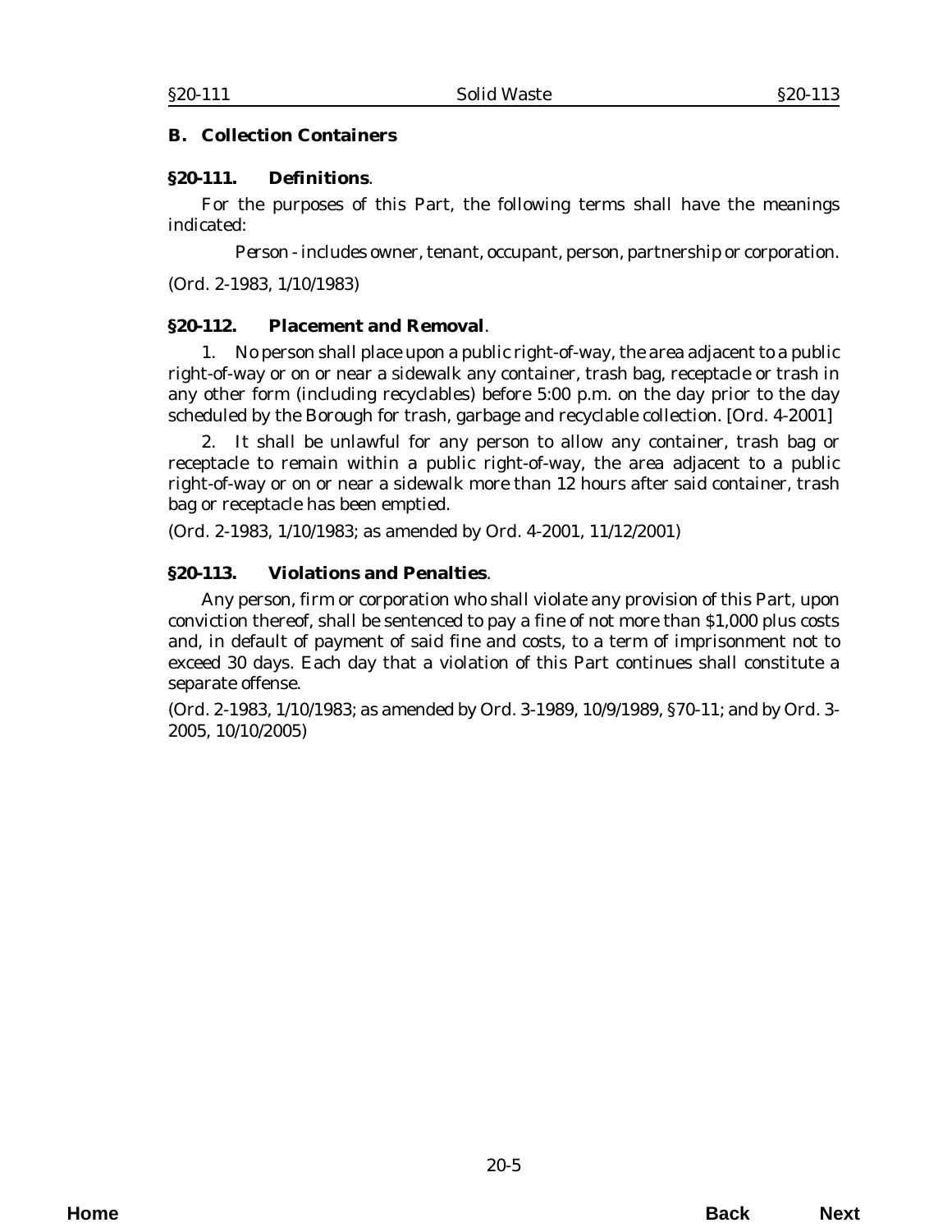## B. Collection Containers

### §20-111. Definitions.

For the purposes of this Part, the following terms shall have the meanings indicated:

*Person* - includes owner, tenant, occupant, person, partnership or corporation.

(*Ord. 2-1983*, 1/10/1983)

### §20-112. Placement and Removal.

1. No person shall place upon a public right-of-way, the area adjacent to a public right-of-way or on or near a sidewalk any container, trash bag, receptacle or trash in any other form (including recyclables) before 5:00 p.m. on the day prior to the day scheduled by the Borough for trash, garbage and recyclable collection. [*Ord. 4-2001*]

2. It shall be unlawful for any person to allow any container, trash bag or receptacle to remain within a public right-of-way, the area adjacent to a public right-of-way or on or near a sidewalk more than 12 hours after said container, trash bag or receptacle has been emptied.

(*Ord. 2-1983*, 1/10/1983; as amended by *Ord. 4-2001*, 11/12/2001)

### §20-113. Violations and Penalties.

Any person, firm or corporation who shall violate any provision of this Part, upon conviction thereof, shall be sentenced to pay a fine of not more than $1,000 plus costs and, in default of payment of said fine and costs, to a term of imprisonment not to exceed 30 days. Each day that a violation of this Part continues shall constitute a separate offense.

(*Ord. 2-1983*, 1/10/1983; as amended by *Ord. 3-1989*, 10/9/1989, §70-11; and by *Ord. 3-2005*, 10/10/2005)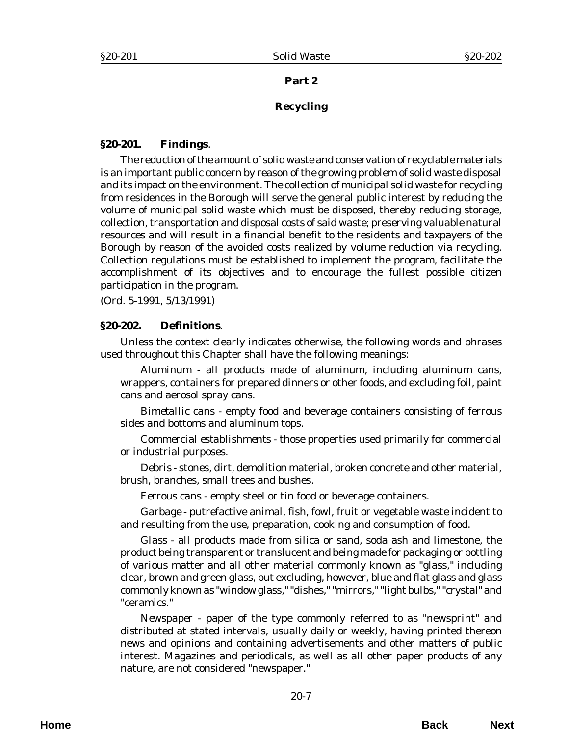## Part 2

## Recycling

### §20-201. Findings.

The reduction of the amount of solid waste and conservation of recyclable materials is an important public concern by reason of the growing problem of solid waste disposal and its impact on the environment. The collection of municipal solid waste for recycling from residences in the Borough will serve the general public interest by reducing the volume of municipal solid waste which must be disposed, thereby reducing storage, collection, transportation and disposal costs of said waste; preserving valuable natural resources and will result in a financial benefit to the residents and taxpayers of the Borough by reason of the avoided costs realized by volume reduction via recycling. Collection regulations must be established to implement the program, facilitate the accomplishment of its objectives and to encourage the fullest possible citizen participation in the program.

(Ord. 5-1991, 5/13/1991)

### §20-202. Definitions.

Unless the context clearly indicates otherwise, the following words and phrases used throughout this Chapter shall have the following meanings:

*Aluminum* - all products made of aluminum, including aluminum cans, wrappers, containers for prepared dinners or other foods, and excluding foil, paint cans and aerosol spray cans.

*Bimetallic cans* - empty food and beverage containers consisting of ferrous sides and bottoms and aluminum tops.

*Commercial establishments* - those properties used primarily for commercial or industrial purposes.

*Debris* - stones, dirt, demolition material, broken concrete and other material, brush, branches, small trees and bushes.

*Ferrous cans* - empty steel or tin food or beverage containers.

*Garbage* - putrefactive animal, fish, fowl, fruit or vegetable waste incident to and resulting from the use, preparation, cooking and consumption of food.

*Glass* - all products made from silica or sand, soda ash and limestone, the product being transparent or translucent and being made for packaging or bottling of various matter and all other material commonly known as "glass," including clear, brown and green glass, but excluding, however, blue and flat glass and glass commonly known as "window glass," "dishes," "mirrors," "light bulbs," "crystal" and "ceramics."

*Newspaper* - paper of the type commonly referred to as "newsprint" and distributed at stated intervals, usually daily or weekly, having printed thereon news and opinions and containing advertisements and other matters of public interest. Magazines and periodicals, as well as all other paper products of any nature, are not considered "newspaper."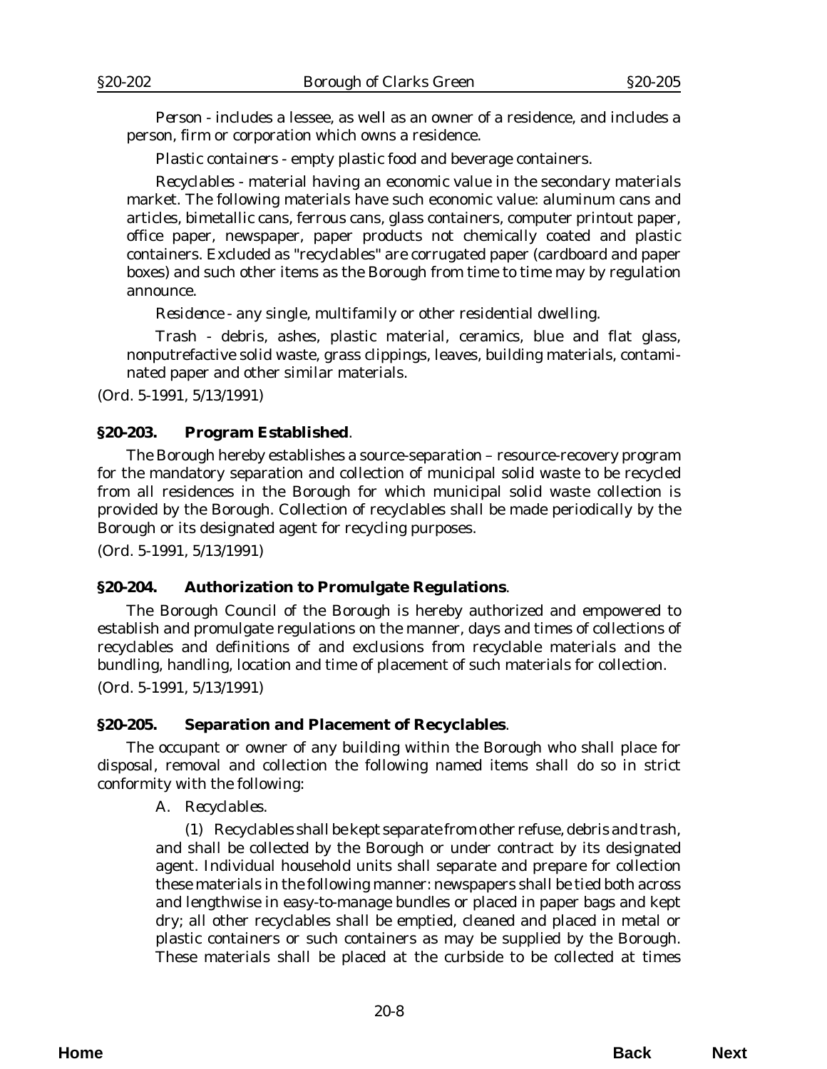*Person* - includes a lessee, as well as an owner of a residence, and includes a person, firm or corporation which owns a residence.

*Plastic containers* - empty plastic food and beverage containers.

*Recyclables* - material having an economic value in the secondary materials market. The following materials have such economic value: aluminum cans and articles, bimetallic cans, ferrous cans, glass containers, computer printout paper, office paper, newspaper, paper products not chemically coated and plastic containers. Excluded as "recyclables" are corrugated paper (cardboard and paper boxes) and such other items as the Borough from time to time may by regulation announce.

*Residence* - any single, multifamily or other residential dwelling.

*Trash* - debris, ashes, plastic material, ceramics, blue and flat glass, nonputrefactive solid waste, grass clippings, leaves, building materials, contaminated paper and other similar materials.

(*Ord. 5-1991*, 5/13/1991)

**§20-203. Program Established**.

The Borough hereby establishes a source-separation – resource-recovery program for the mandatory separation and collection of municipal solid waste to be recycled from all residences in the Borough for which municipal solid waste collection is provided by the Borough. Collection of recyclables shall be made periodically by the Borough or its designated agent for recycling purposes.

(*Ord. 5-1991*, 5/13/1991)

**§20-204. Authorization to Promulgate Regulations**.

The Borough Council of the Borough is hereby authorized and empowered to establish and promulgate regulations on the manner, days and times of collections of recyclables and definitions of and exclusions from recyclable materials and the bundling, handling, location and time of placement of such materials for collection.

(*Ord. 5-1991*, 5/13/1991)

**§20-205. Separation and Placement of Recyclables**.

The occupant or owner of any building within the Borough who shall place for disposal, removal and collection the following named items shall do so in strict conformity with the following:

A. *Recyclables*.

(1) Recyclables shall be kept separate from other refuse, debris and trash, and shall be collected by the Borough or under contract by its designated agent. Individual household units shall separate and prepare for collection these materials in the following manner: newspapers shall be tied both across and lengthwise in easy-to-manage bundles or placed in paper bags and kept dry; all other recyclables shall be emptied, cleaned and placed in metal or plastic containers or such containers as may be supplied by the Borough. These materials shall be placed at the curbside to be collected at times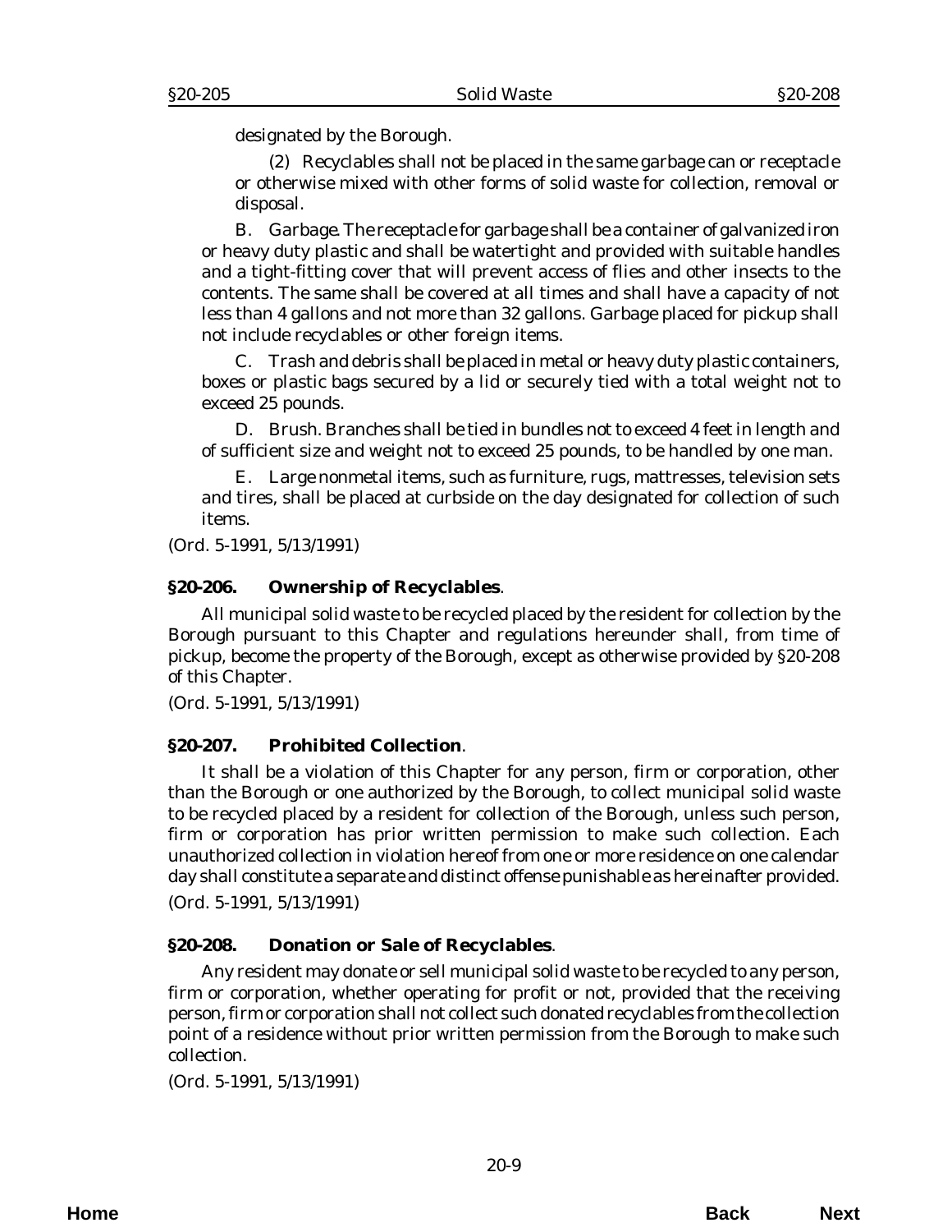designated by the Borough.

(2) Recyclables shall not be placed in the same garbage can or receptacle or otherwise mixed with other forms of solid waste for collection, removal or disposal.

B. Garbage. The receptacle for garbage shall be a container of galvanized iron or heavy duty plastic and shall be watertight and provided with suitable handles and a tight-fitting cover that will prevent access of flies and other insects to the contents. The same shall be covered at all times and shall have a capacity of not less than 4 gallons and not more than 32 gallons. Garbage placed for pickup shall not include recyclables or other foreign items.

C. Trash and debris shall be placed in metal or heavy duty plastic containers, boxes or plastic bags secured by a lid or securely tied with a total weight not to exceed 25 pounds.

D. Brush. Branches shall be tied in bundles not to exceed 4 feet in length and of sufficient size and weight not to exceed 25 pounds, to be handled by one man.

E. Large nonmetal items, such as furniture, rugs, mattresses, television sets and tires, shall be placed at curbside on the day designated for collection of such items.

(Ord. 5-1991, 5/13/1991)

### §20-206. Ownership of Recyclables.

All municipal solid waste to be recycled placed by the resident for collection by the Borough pursuant to this Chapter and regulations hereunder shall, from time of pickup, become the property of the Borough, except as otherwise provided by §20-208 of this Chapter.

(Ord. 5-1991, 5/13/1991)

### §20-207. Prohibited Collection.

It shall be a violation of this Chapter for any person, firm or corporation, other than the Borough or one authorized by the Borough, to collect municipal solid waste to be recycled placed by a resident for collection of the Borough, unless such person, firm or corporation has prior written permission to make such collection. Each unauthorized collection in violation hereof from one or more residence on one calendar day shall constitute a separate and distinct offense punishable as hereinafter provided.

(Ord. 5-1991, 5/13/1991)

### §20-208. Donation or Sale of Recyclables.

Any resident may donate or sell municipal solid waste to be recycled to any person, firm or corporation, whether operating for profit or not, provided that the receiving person, firm or corporation shall not collect such donated recyclables from the collection point of a residence without prior written permission from the Borough to make such collection.

(Ord. 5-1991, 5/13/1991)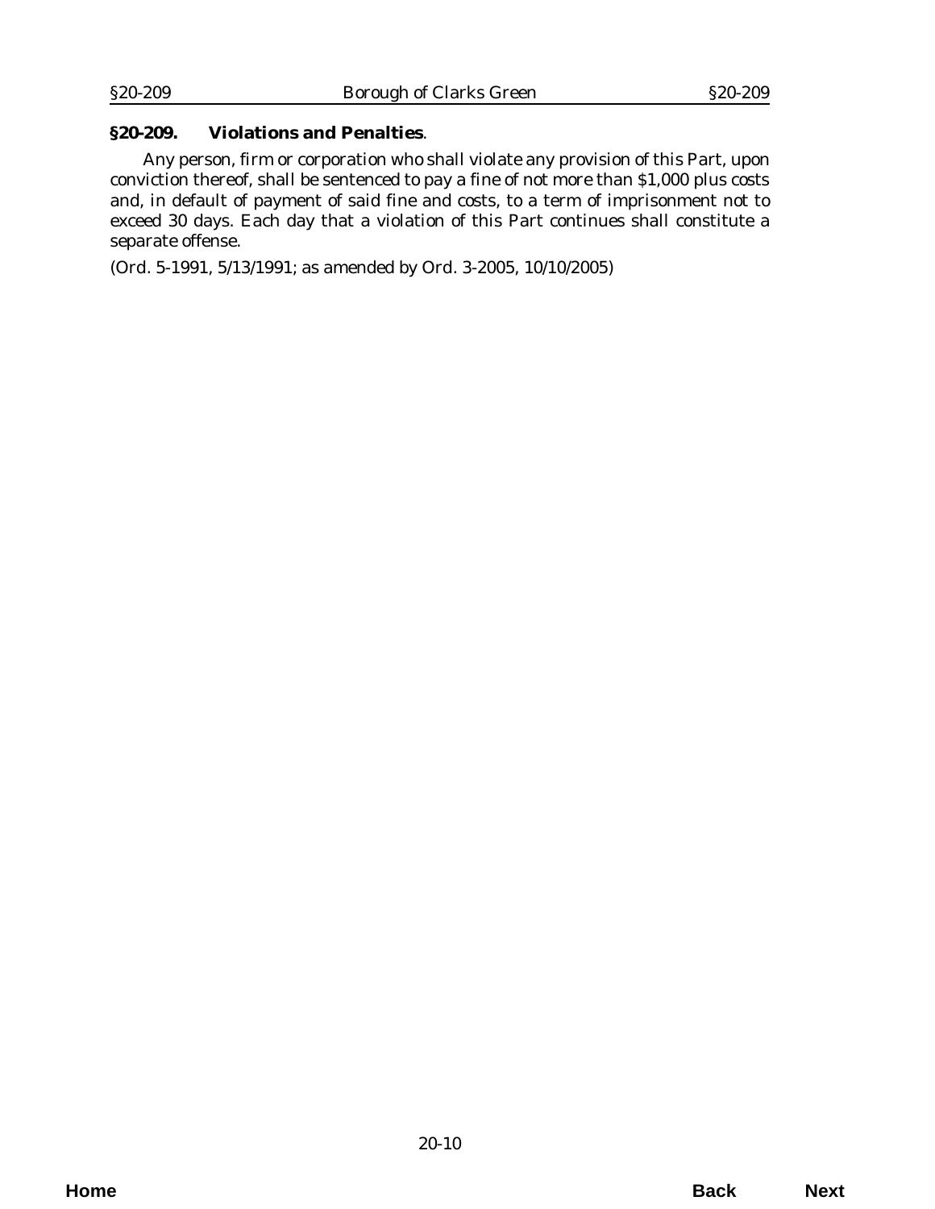**§20-209. Violations and Penalties**.

Any person, firm or corporation who shall violate any provision of this Part, upon conviction thereof, shall be sentenced to pay a fine of not more than $1,000 plus costs and, in default of payment of said fine and costs, to a term of imprisonment not to exceed 30 days. Each day that a violation of this Part continues shall constitute a separate offense.

(Ord. 5-1991, 5/13/1991; as amended by Ord. 3-2005, 10/10/2005)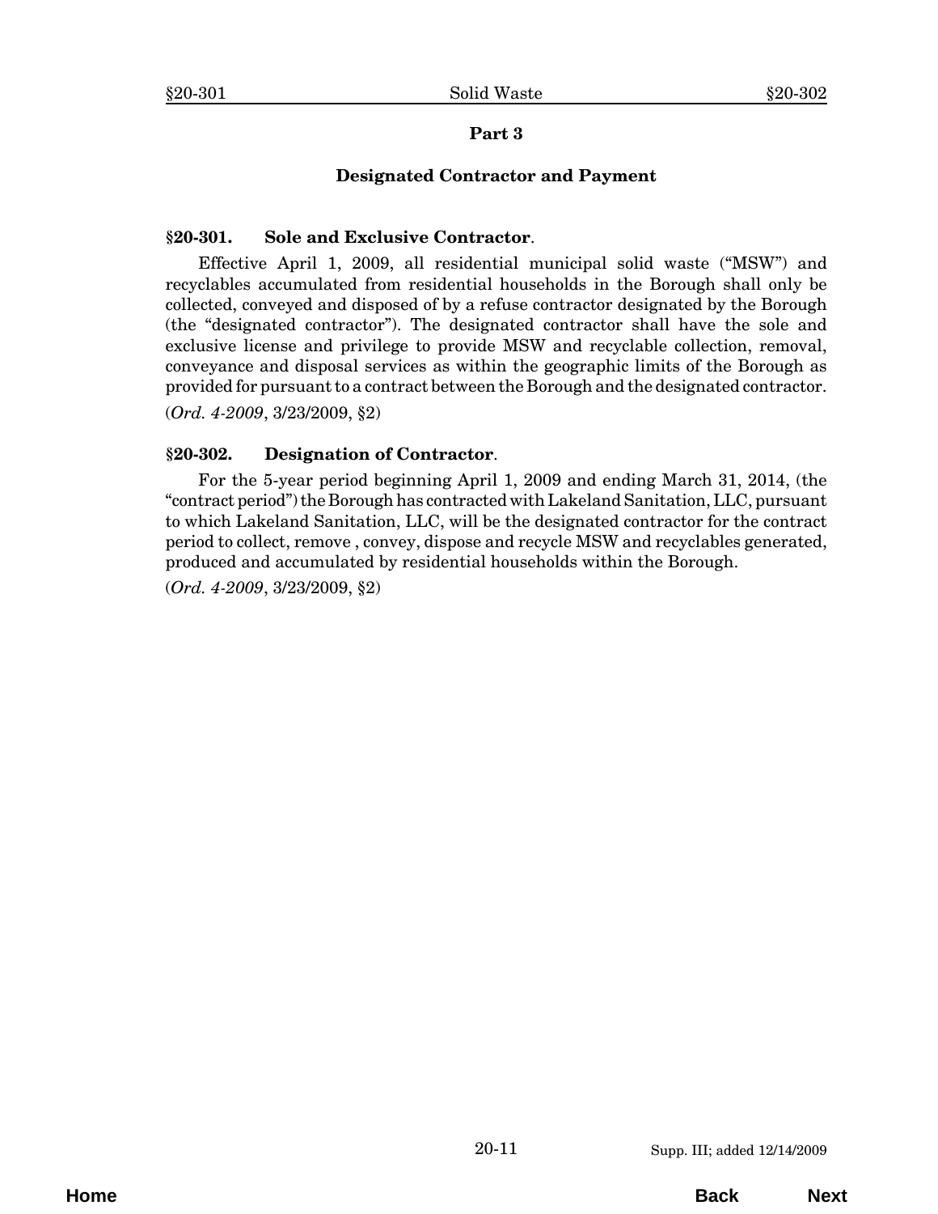## Part 3

## Designated Contractor and Payment

### §20-301. Sole and Exclusive Contractor.

Effective April 1, 2009, all residential municipal solid waste ("MSW") and recyclables accumulated from residential households in the Borough shall only be collected, conveyed and disposed of by a refuse contractor designated by the Borough (the "designated contractor"). The designated contractor shall have the sole and exclusive license and privilege to provide MSW and recyclable collection, removal, conveyance and disposal services as within the geographic limits of the Borough as provided for pursuant to a contract between the Borough and the designated contractor.

(*Ord. 4-2009*, 3/23/2009, §2)

### §20-302. Designation of Contractor.

For the 5-year period beginning April 1, 2009 and ending March 31, 2014, (the "contract period") the Borough has contracted with Lakeland Sanitation, LLC, pursuant to which Lakeland Sanitation, LLC, will be the designated contractor for the contract period to collect, remove , convey, dispose and recycle MSW and recyclables generated, produced and accumulated by residential households within the Borough.

(*Ord. 4-2009*, 3/23/2009, §2)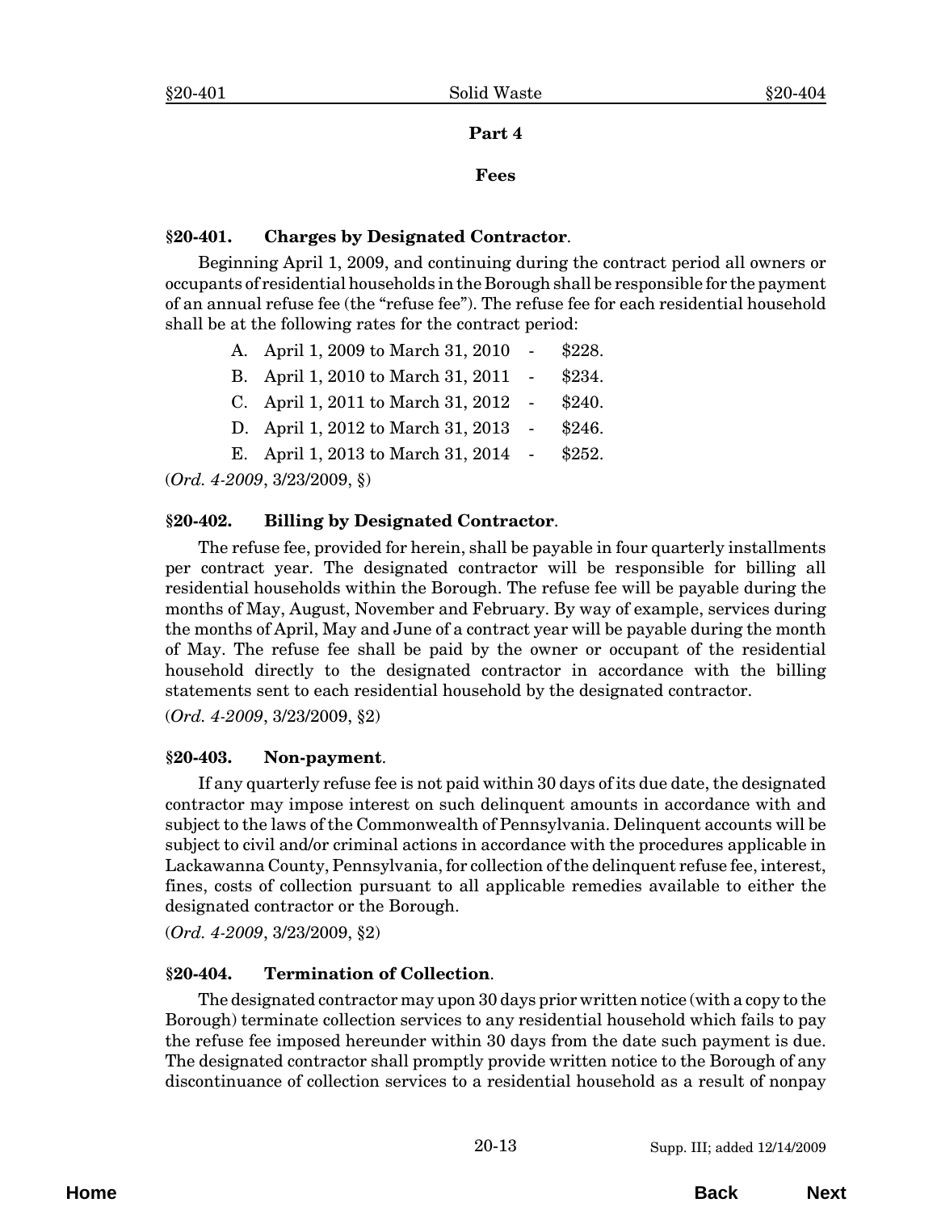## Part 4

## Fees

### §20-401. Charges by Designated Contractor.

Beginning April 1, 2009, and continuing during the contract period all owners or occupants of residential households in the Borough shall be responsible for the payment of an annual refuse fee (the "refuse fee"). The refuse fee for each residential household shall be at the following rates for the contract period:

A. April 1, 2009 to March 31, 2010 - $228.

B. April 1, 2010 to March 31, 2011 - $234.

C. April 1, 2011 to March 31, 2012 - $240.

D. April 1, 2012 to March 31, 2013 - $246.

E. April 1, 2013 to March 31, 2014 - $252.

(*Ord. 4-2009*, 3/23/2009, §)

### §20-402. Billing by Designated Contractor.

The refuse fee, provided for herein, shall be payable in four quarterly installments per contract year. The designated contractor will be responsible for billing all residential households within the Borough. The refuse fee will be payable during the months of May, August, November and February. By way of example, services during the months of April, May and June of a contract year will be payable during the month of May. The refuse fee shall be paid by the owner or occupant of the residential household directly to the designated contractor in accordance with the billing statements sent to each residential household by the designated contractor.

(*Ord. 4-2009*, 3/23/2009, §2)

### §20-403. Non-payment.

If any quarterly refuse fee is not paid within 30 days of its due date, the designated contractor may impose interest on such delinquent amounts in accordance with and subject to the laws of the Commonwealth of Pennsylvania. Delinquent accounts will be subject to civil and/or criminal actions in accordance with the procedures applicable in Lackawanna County, Pennsylvania, for collection of the delinquent refuse fee, interest, fines, costs of collection pursuant to all applicable remedies available to either the designated contractor or the Borough.

(*Ord. 4-2009*, 3/23/2009, §2)

### §20-404. Termination of Collection.

The designated contractor may upon 30 days prior written notice (with a copy to the Borough) terminate collection services to any residential household which fails to pay the refuse fee imposed hereunder within 30 days from the date such payment is due. The designated contractor shall promptly provide written notice to the Borough of any discontinuance of collection services to a residential household as a result of nonpay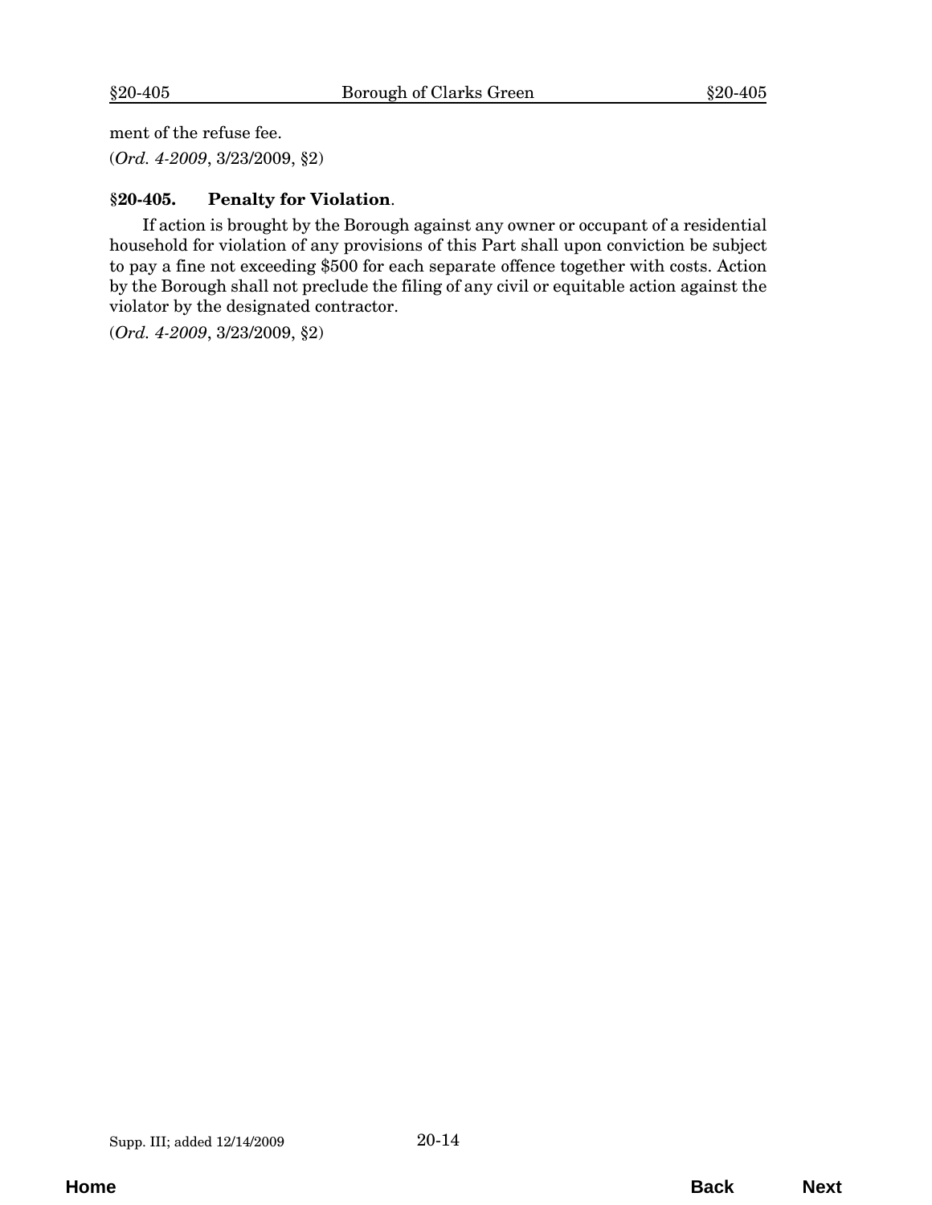ment of the refuse fee.

(*Ord. 4-2009*, 3/23/2009, §2)

### §20-405. Penalty for Violation.

If action is brought by the Borough against any owner or occupant of a residential household for violation of any provisions of this Part shall upon conviction be subject to pay a fine not exceeding $500 for each separate offence together with costs. Action by the Borough shall not preclude the filing of any civil or equitable action against the violator by the designated contractor.

(*Ord. 4-2009*, 3/23/2009, §2)